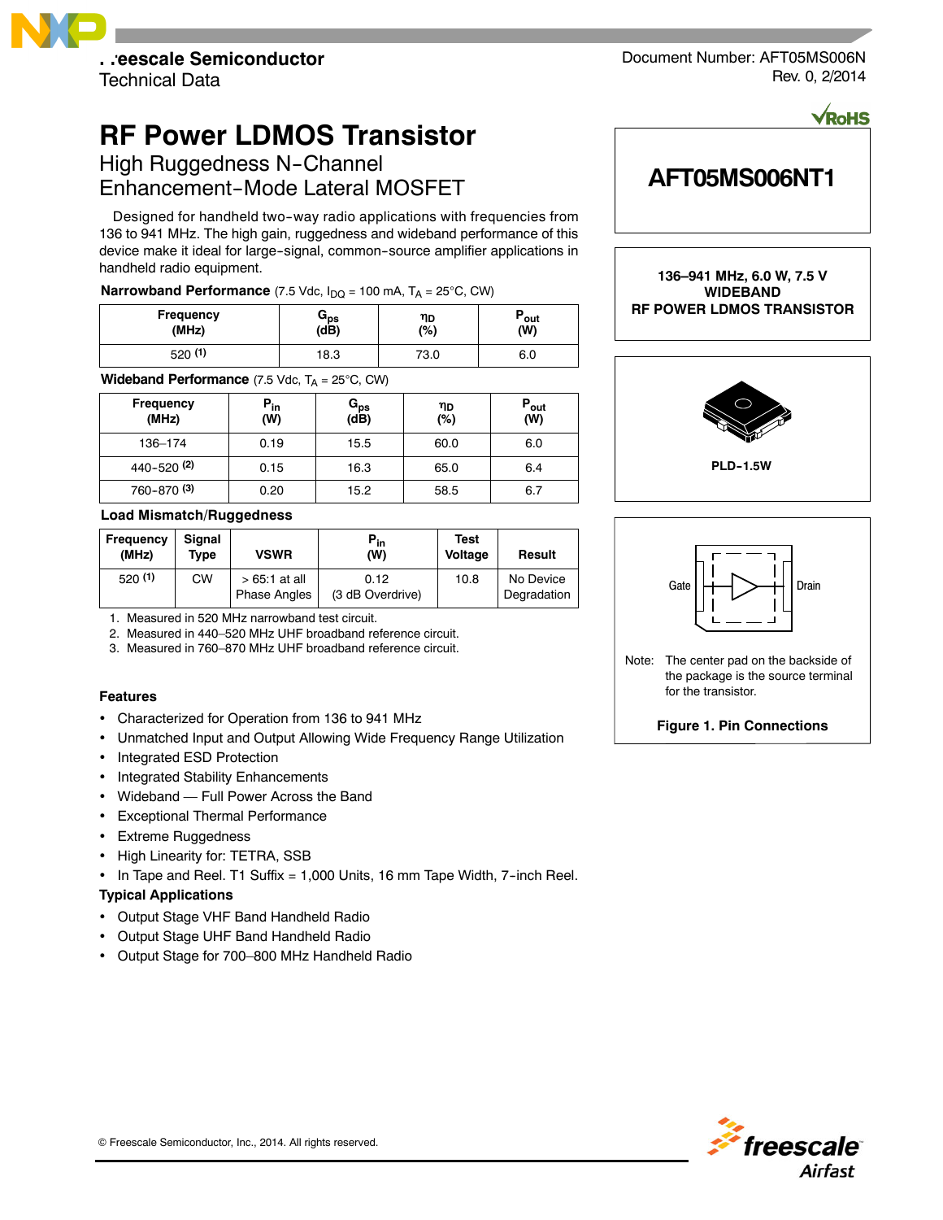Freescale Semiconductor
Technical Data

Document Number: AFT05MS006N
Rev. 0, 2/2014

# RF Power LDMOS Transistor

## High Ruggedness N-Channel Enhancement-Mode Lateral MOSFET

Designed for handheld two-way radio applications with frequencies from 136 to 941 MHz. The high gain, ruggedness and wideband performance of this device make it ideal for large-signal, common-source amplifier applications in handheld radio equipment.

**Narrowband Performance** (7.5 Vdc, $I_{DQ}$ = 100 mA, $T_A$ = 25°C, CW)

| Frequency (MHz) | $G_{ps}$ (dB) | $\eta_D$ (%) | $P_{out}$ (W) |
|---|---|---|---|
| 520 (1) | 18.3 | 73.0 | 6.0 |

**Wideband Performance** (7.5 Vdc, $T_A$ = 25°C, CW)

| Frequency (MHz) | $P_{in}$ (W) | $G_{ps}$ (dB) | $\eta_D$ (%) | $P_{out}$ (W) |
|---|---|---|---|---|
| 136–174 | 0.19 | 15.5 | 60.0 | 6.0 |
| 440–520 (2) | 0.15 | 16.3 | 65.0 | 6.4 |
| 760–870 (3) | 0.20 | 15.2 | 58.5 | 6.7 |

**Load Mismatch/Ruggedness**

| Frequency (MHz) | Signal Type | VSWR | $P_{in}$ (W) | Test Voltage | Result |
|---|---|---|---|---|---|
| 520 (1) | CW | > 65:1 at all Phase Angles | 0.12 (3 dB Overdrive) | 10.8 | No Device Degradation |

1. Measured in 520 MHz narrowband test circuit.
2. Measured in 440–520 MHz UHF broadband reference circuit.
3. Measured in 760–870 MHz UHF broadband reference circuit.

**AFT05MS006NT1**

**136–941 MHz, 6.0 W, 7.5 V WIDEBAND RF POWER LDMOS TRANSISTOR**

PLD-1.5W

Gate | Drain

Note: The center pad on the backside of the package is the source terminal for the transistor.

**Figure 1. Pin Connections**

### Features

- Characterized for Operation from 136 to 941 MHz
- Unmatched Input and Output Allowing Wide Frequency Range Utilization
- Integrated ESD Protection
- Integrated Stability Enhancements
- Wideband — Full Power Across the Band
- Exceptional Thermal Performance
- Extreme Ruggedness
- High Linearity for: TETRA, SSB
- In Tape and Reel. T1 Suffix = 1,000 Units, 16 mm Tape Width, 7-inch Reel.

### Typical Applications

- Output Stage VHF Band Handheld Radio
- Output Stage UHF Band Handheld Radio
- Output Stage for 700–800 MHz Handheld Radio

© Freescale Semiconductor, Inc., 2014. All rights reserved.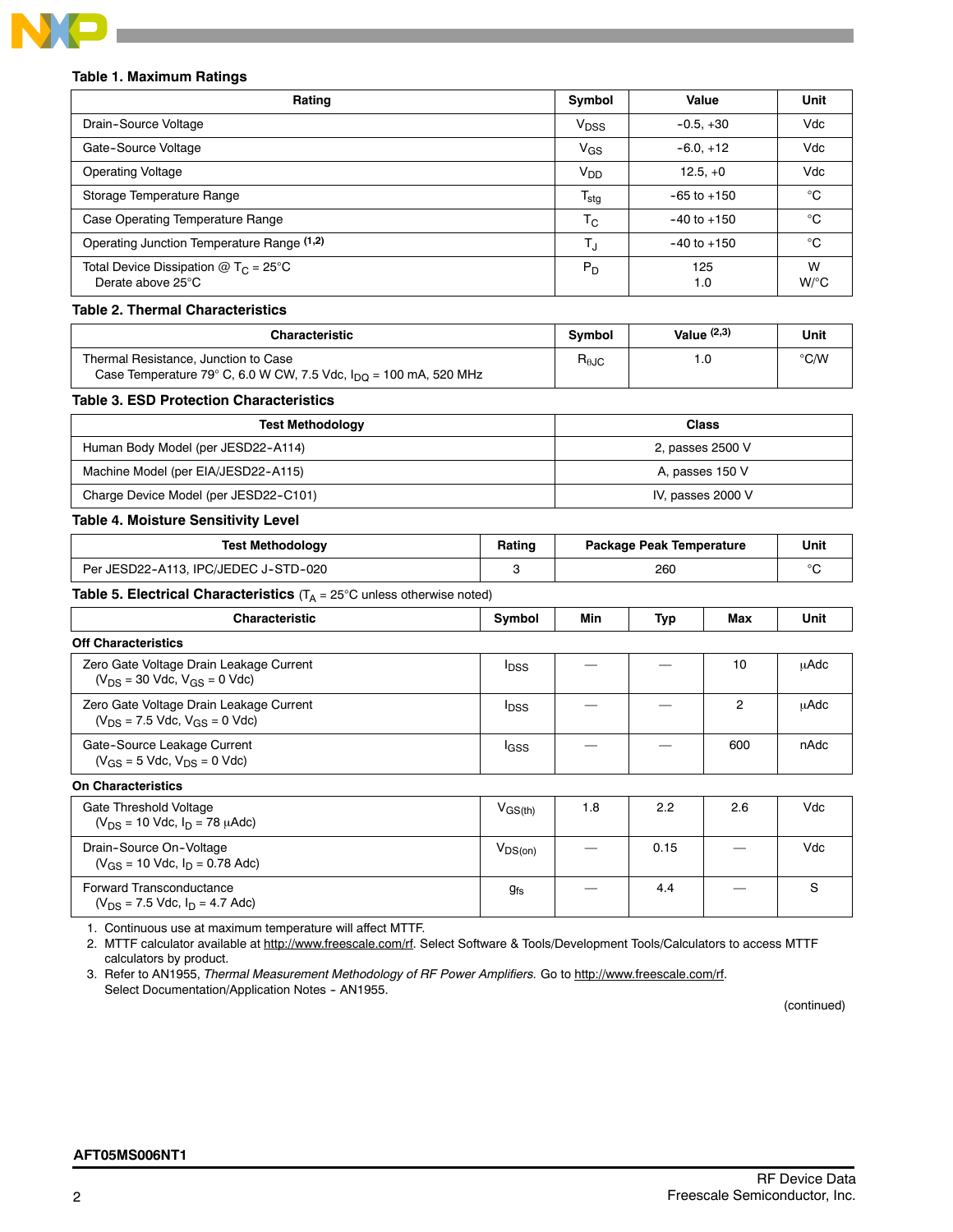**Table 1. Maximum Ratings**

| Rating | Symbol | Value | Unit |
|---|---|---|---|
| Drain-Source Voltage | $V_{DSS}$ | -0.5, +30 | Vdc |
| Gate-Source Voltage | $V_{GS}$ | -6.0, +12 | Vdc |
| Operating Voltage | $V_{DD}$ | 12.5, +0 | Vdc |
| Storage Temperature Range | $T_{stg}$ | -65 to +150 | °C |
| Case Operating Temperature Range | $T_C$ | -40 to +150 | °C |
| Operating Junction Temperature Range [1,2] | $T_J$ | -40 to +150 | °C |
| Total Device Dissipation @ $T_C$ = 25°C<br>Derate above 25°C | $P_D$ | 125<br>1.0 | W<br>W/°C |

**Table 2. Thermal Characteristics**

| Characteristic | Symbol | Value [2,3] | Unit |
|---|---|---|---|
| Thermal Resistance, Junction to Case<br>Case Temperature 79° C, 6.0 W CW, 7.5 Vdc, $I_{DQ}$ = 100 mA, 520 MHz | $R_{\theta JC}$ | 1.0 | °C/W |

**Table 3. ESD Protection Characteristics**

| Test Methodology | Class |
|---|---|
| Human Body Model (per JESD22-A114) | 2, passes 2500 V |
| Machine Model (per EIA/JESD22-A115) | A, passes 150 V |
| Charge Device Model (per JESD22-C101) | IV, passes 2000 V |

**Table 4. Moisture Sensitivity Level**

| Test Methodology | Rating | Package Peak Temperature | Unit |
|---|---|---|---|
| Per JESD22-A113, IPC/JEDEC J-STD-020 | 3 | 260 | °C |

**Table 5. Electrical Characteristics** ($T_A$ = 25°C unless otherwise noted)

| Characteristic | Symbol | Min | Typ | Max | Unit |
|---|---|---|---|---|---|
| **Off Characteristics** | | | | | |
| Zero Gate Voltage Drain Leakage Current<br>($V_{DS}$ = 30 Vdc, $V_{GS}$ = 0 Vdc) | $I_{DSS}$ | — | — | 10 | μAdc |
| Zero Gate Voltage Drain Leakage Current<br>($V_{DS}$ = 7.5 Vdc, $V_{GS}$ = 0 Vdc) | $I_{DSS}$ | — | — | 2 | μAdc |
| Gate-Source Leakage Current<br>($V_{GS}$ = 5 Vdc, $V_{DS}$ = 0 Vdc) | $I_{GSS}$ | — | — | 600 | nAdc |
| **On Characteristics** | | | | | |
| Gate Threshold Voltage<br>($V_{DS}$ = 10 Vdc, $I_D$ = 78 μAdc) | $V_{GS(th)}$ | 1.8 | 2.2 | 2.6 | Vdc |
| Drain-Source On-Voltage<br>($V_{GS}$ = 10 Vdc, $I_D$ = 0.78 Adc) | $V_{DS(on)}$ | — | 0.15 | — | Vdc |
| Forward Transconductance<br>($V_{DS}$ = 7.5 Vdc, $I_D$ = 4.7 Adc) | $g_{fs}$ | — | 4.4 | — | S |

1. Continuous use at maximum temperature will affect MTTF.
2. MTTF calculator available at http://www.freescale.com/rf. Select Software & Tools/Development Tools/Calculators to access MTTF calculators by product.
3. Refer to AN1955, *Thermal Measurement Methodology of RF Power Amplifiers.* Go to http://www.freescale.com/rf. Select Documentation/Application Notes - AN1955.

(continued)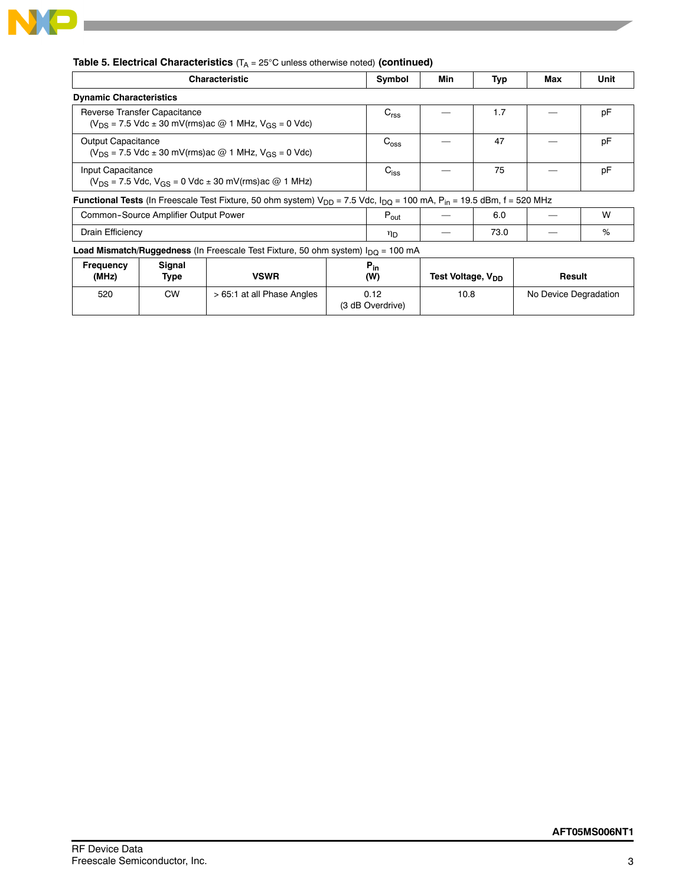**Table 5. Electrical Characteristics** ($T_A$ = 25°C unless otherwise noted) **(continued)**

| Characteristic | Symbol | Min | Typ | Max | Unit |
|---|---|---|---|---|---|
| **Dynamic Characteristics** | | | | | |
| Reverse Transfer Capacitance ($V_{DS}$ = 7.5 Vdc ± 30 mV(rms)ac @ 1 MHz, $V_{GS}$ = 0 Vdc) | $C_{rss}$ | — | 1.7 | — | pF |
| Output Capacitance ($V_{DS}$ = 7.5 Vdc ± 30 mV(rms)ac @ 1 MHz, $V_{GS}$ = 0 Vdc) | $C_{oss}$ | — | 47 | — | pF |
| Input Capacitance ($V_{DS}$ = 7.5 Vdc, $V_{GS}$ = 0 Vdc ± 30 mV(rms)ac @ 1 MHz) | $C_{iss}$ | — | 75 | — | pF |
| **Functional Tests** (In Freescale Test Fixture, 50 ohm system) $V_{DD}$ = 7.5 Vdc, $I_{DQ}$ = 100 mA, $P_{in}$ = 19.5 dBm, f = 520 MHz | | | | | |
| Common-Source Amplifier Output Power | $P_{out}$ | — | 6.0 | — | W |
| Drain Efficiency | $\eta_D$ | — | 73.0 | — | % |

**Load Mismatch/Ruggedness** (In Freescale Test Fixture, 50 ohm system) $I_{DQ}$ = 100 mA

| Frequency (MHz) | Signal Type | VSWR | $P_{in}$ (W) | Test Voltage, $V_{DD}$ | Result |
|---|---|---|---|---|---|
| 520 | CW | > 65:1 at all Phase Angles | 0.12 (3 dB Overdrive) | 10.8 | No Device Degradation |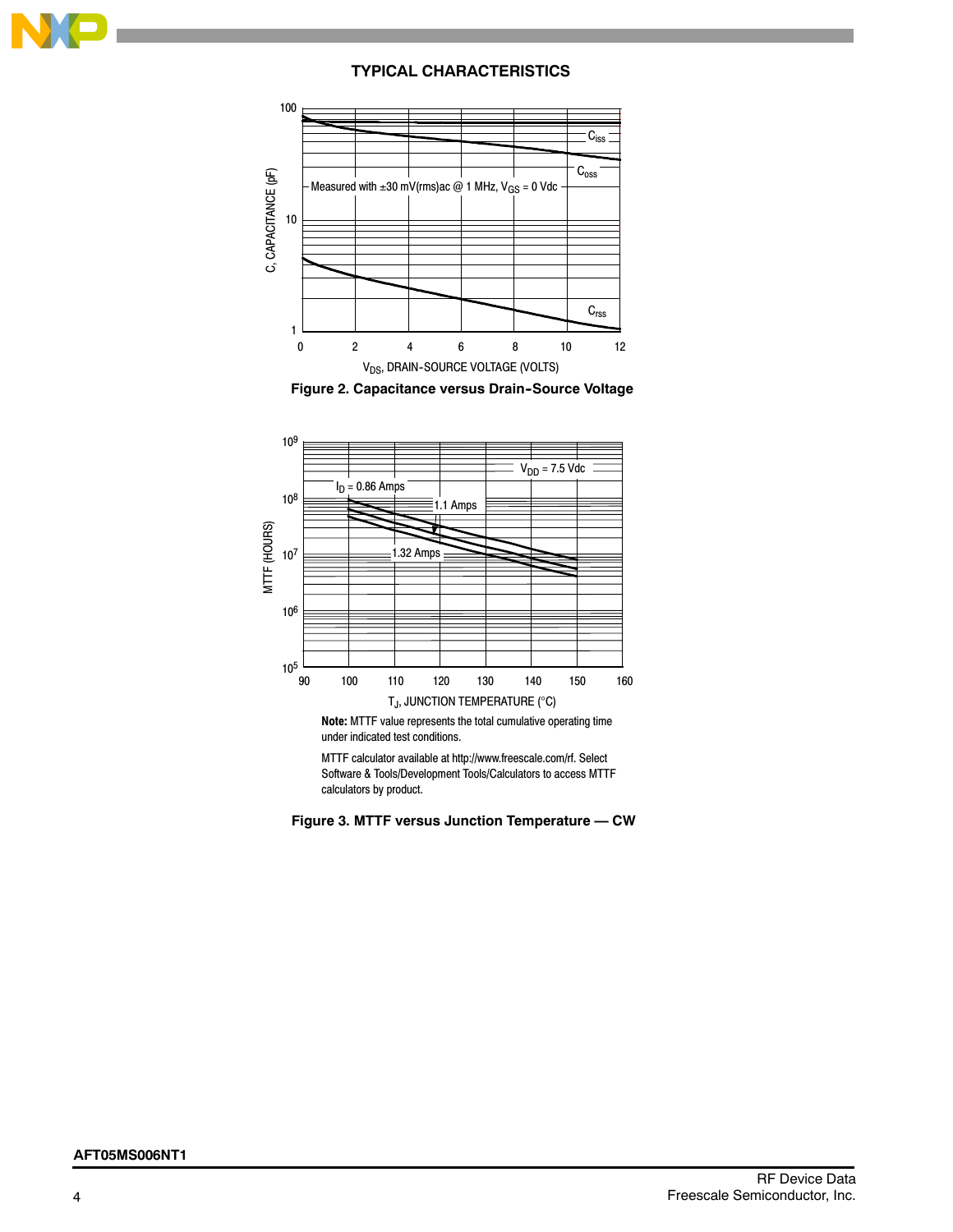## TYPICAL CHARACTERISTICS

Figure 2. Capacitance versus Drain-Source Voltage

Note: MTTF value represents the total cumulative operating time under indicated test conditions.

MTTF calculator available at http://www.freescale.com/rf. Select Software & Tools/Development Tools/Calculators to access MTTF calculators by product.

Figure 3. MTTF versus Junction Temperature — CW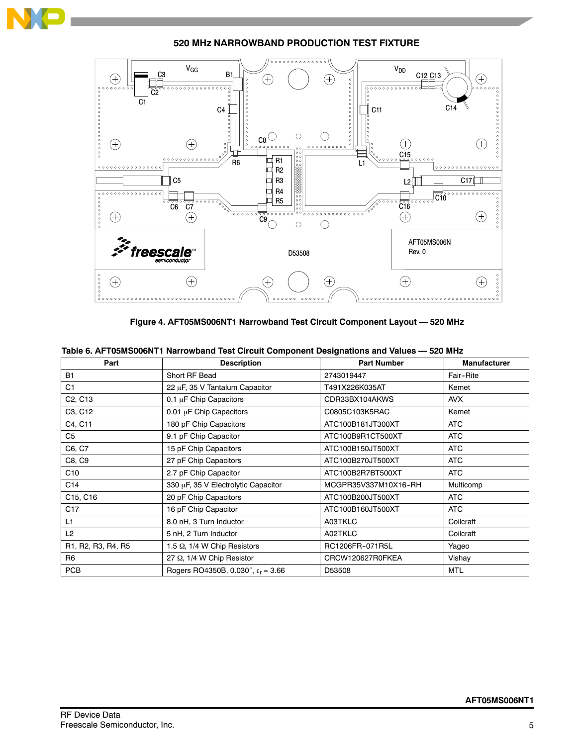## 520 MHz NARROWBAND PRODUCTION TEST FIXTURE

Figure 4. AFT05MS006NT1 Narrowband Test Circuit Component Layout — 520 MHz

**Table 6. AFT05MS006NT1 Narrowband Test Circuit Component Designations and Values — 520 MHz**

| Part | Description | Part Number | Manufacturer |
|---|---|---|---|
| B1 | Short RF Bead | 2743019447 | Fair-Rite |
| C1 | 22 μF, 35 V Tantalum Capacitor | T491X226K035AT | Kemet |
| C2, C13 | 0.1 μF Chip Capacitors | CDR33BX104AKWS | AVX |
| C3, C12 | 0.01 μF Chip Capacitors | C0805C103K5RAC | Kemet |
| C4, C11 | 180 pF Chip Capacitors | ATC100B181JT300XT | ATC |
| C5 | 9.1 pF Chip Capacitor | ATC100B9R1CT500XT | ATC |
| C6, C7 | 15 pF Chip Capacitors | ATC100B150JT500XT | ATC |
| C8, C9 | 27 pF Chip Capacitors | ATC100B270JT500XT | ATC |
| C10 | 2.7 pF Chip Capacitor | ATC100B2R7BT500XT | ATC |
| C14 | 330 μF, 35 V Electrolytic Capacitor | MCGPR35V337M10X16-RH | Multicomp |
| C15, C16 | 20 pF Chip Capacitors | ATC100B200JT500XT | ATC |
| C17 | 16 pF Chip Capacitor | ATC100B160JT500XT | ATC |
| L1 | 8.0 nH, 3 Turn Inductor | A03TKLC | Coilcraft |
| L2 | 5 nH, 2 Turn Inductor | A02TKLC | Coilcraft |
| R1, R2, R3, R4, R5 | 1.5 Ω, 1/4 W Chip Resistors | RC1206FR-071R5L | Yageo |
| R6 | 27 Ω, 1/4 W Chip Resistor | CRCW120627R0FKEA | Vishay |
| PCB | Rogers RO4350B, 0.030″, $\varepsilon_r$ = 3.66 | D53508 | MTL |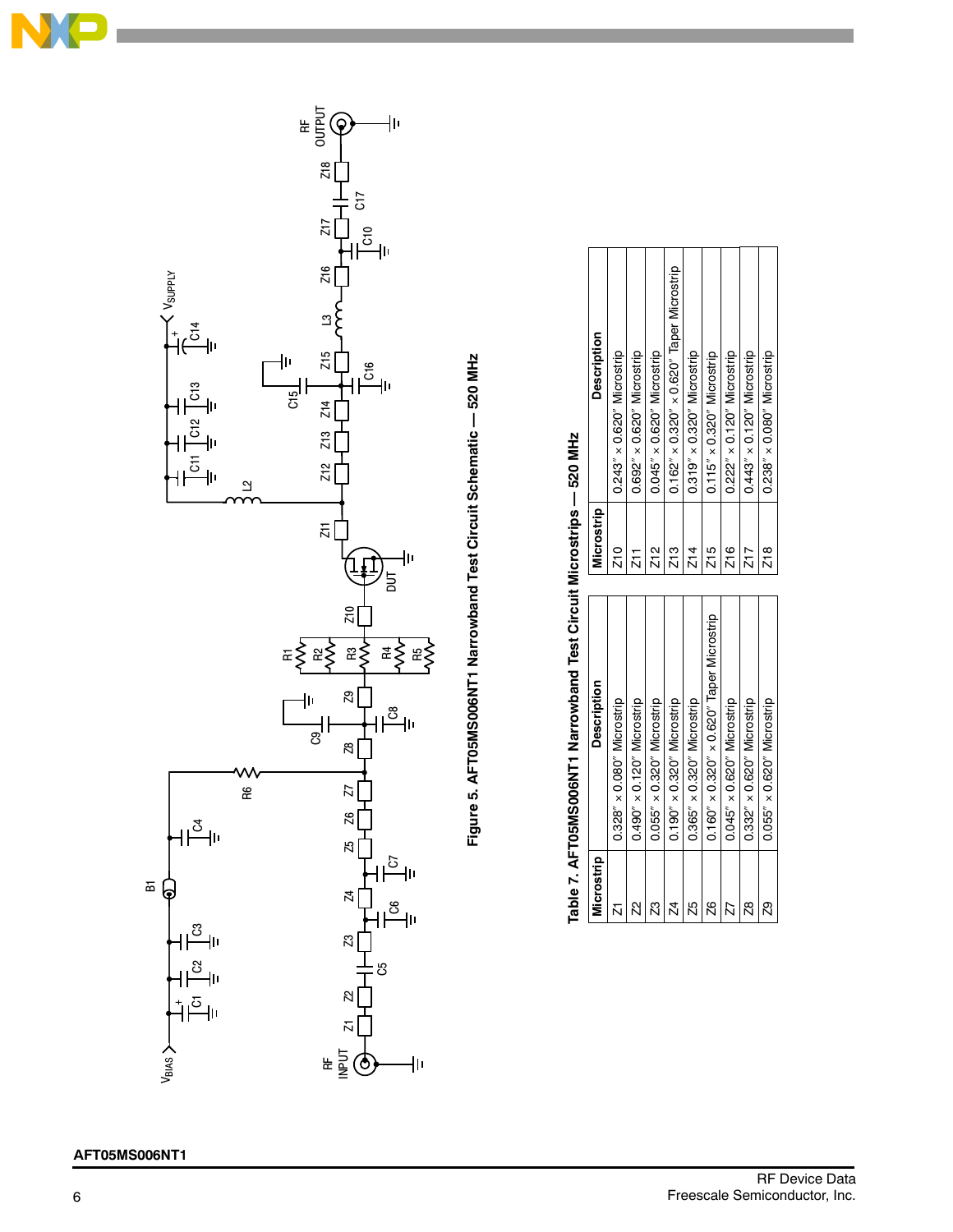Figure 5. AFT05MS006NT1 Narrowband Test Circuit Schematic — 520 MHz

Table 7. AFT05MS006NT1 Narrowband Test Circuit Microstrips — 520 MHz

| Microstrip | Description | Microstrip | Description |
|---|---|---|---|
| Z1 | 0.328″ × 0.080″ Microstrip | Z10 | 0.243″ × 0.620″ Microstrip |
| Z2 | 0.490″ × 0.120″ Microstrip | Z11 | 0.692″ × 0.620″ Microstrip |
| Z3 | 0.055″ × 0.320″ Microstrip | Z12 | 0.045″ × 0.620″ Microstrip |
| Z4 | 0.190″ × 0.320″ Microstrip | Z13 | 0.162″ × 0.320″ × 0.620″ Taper Microstrip |
| Z5 | 0.365″ × 0.320″ Microstrip | Z14 | 0.319″ × 0.320″ Microstrip |
| Z6 | 0.160″ × 0.320″ × 0.620″ Taper Microstrip | Z15 | 0.115″ × 0.320″ Microstrip |
| Z7 | 0.045″ × 0.620″ Microstrip | Z16 | 0.222″ × 0.120″ Microstrip |
| Z8 | 0.332″ × 0.620″ Microstrip | Z17 | 0.443″ × 0.120″ Microstrip |
| Z9 | 0.055″ × 0.620″ Microstrip | Z18 | 0.238″ × 0.080″ Microstrip |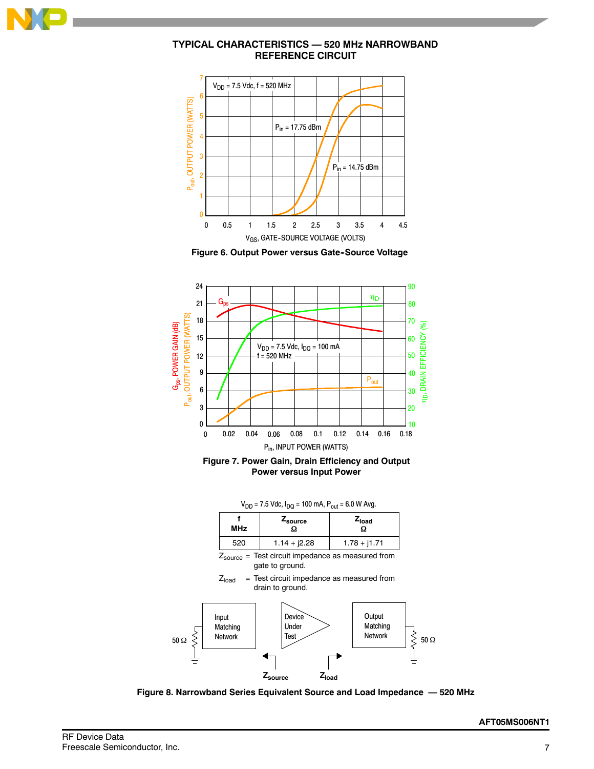## TYPICAL CHARACTERISTICS — 520 MHz NARROWBAND REFERENCE CIRCUIT

Figure 6. Output Power versus Gate-Source Voltage

Figure 7. Power Gain, Drain Efficiency and Output Power versus Input Power

$V_{DD}$ = 7.5 Vdc, $I_{DQ}$ = 100 mA, $P_{out}$ = 6.0 W Avg.

| f MHz | $Z_{source}$ Ω | $Z_{load}$ Ω |
|---|---|---|
| 520 | 1.14 + j2.28 | 1.78 + j1.71 |

$Z_{source}$ = Test circuit impedance as measured from gate to ground.

$Z_{load}$ = Test circuit impedance as measured from drain to ground.

Figure 8. Narrowband Series Equivalent Source and Load Impedance — 520 MHz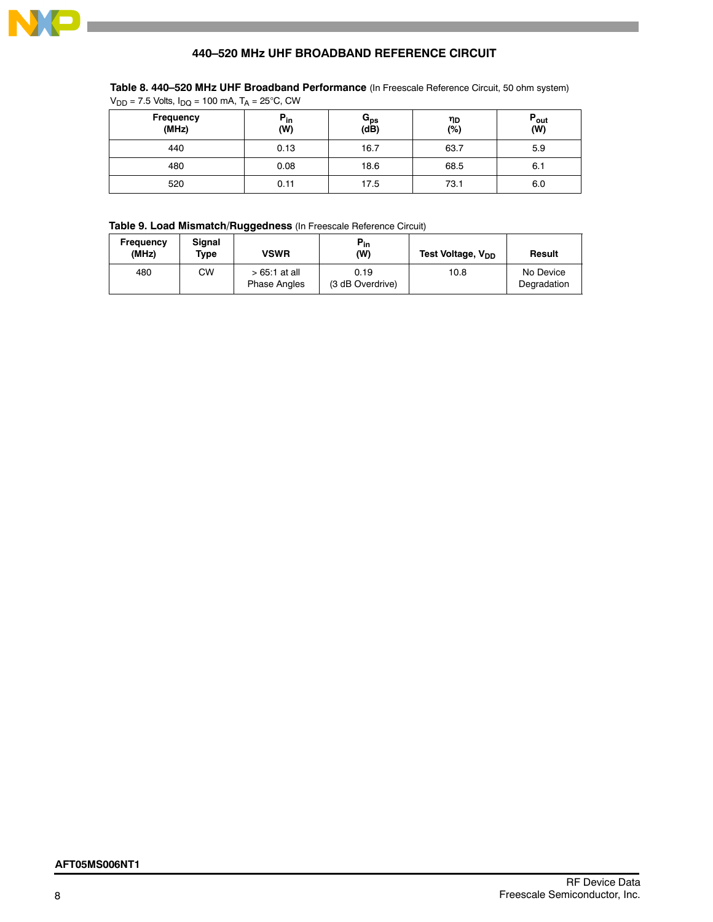## 440–520 MHz UHF BROADBAND REFERENCE CIRCUIT

**Table 8. 440–520 MHz UHF Broadband Performance** (In Freescale Reference Circuit, 50 ohm system)
$V_{DD}$ = 7.5 Volts, $I_{DQ}$ = 100 mA, $T_A$ = 25°C, CW

| Frequency (MHz) | $P_{in}$ (W) | $G_{ps}$ (dB) | $\eta_D$ (%) | $P_{out}$ (W) |
|---|---|---|---|---|
| 440 | 0.13 | 16.7 | 63.7 | 5.9 |
| 480 | 0.08 | 18.6 | 68.5 | 6.1 |
| 520 | 0.11 | 17.5 | 73.1 | 6.0 |

**Table 9. Load Mismatch/Ruggedness** (In Freescale Reference Circuit)

| Frequency (MHz) | Signal Type | VSWR | $P_{in}$ (W) | Test Voltage, $V_{DD}$ | Result |
|---|---|---|---|---|---|
| 480 | CW | > 65:1 at all Phase Angles | 0.19 (3 dB Overdrive) | 10.8 | No Device Degradation |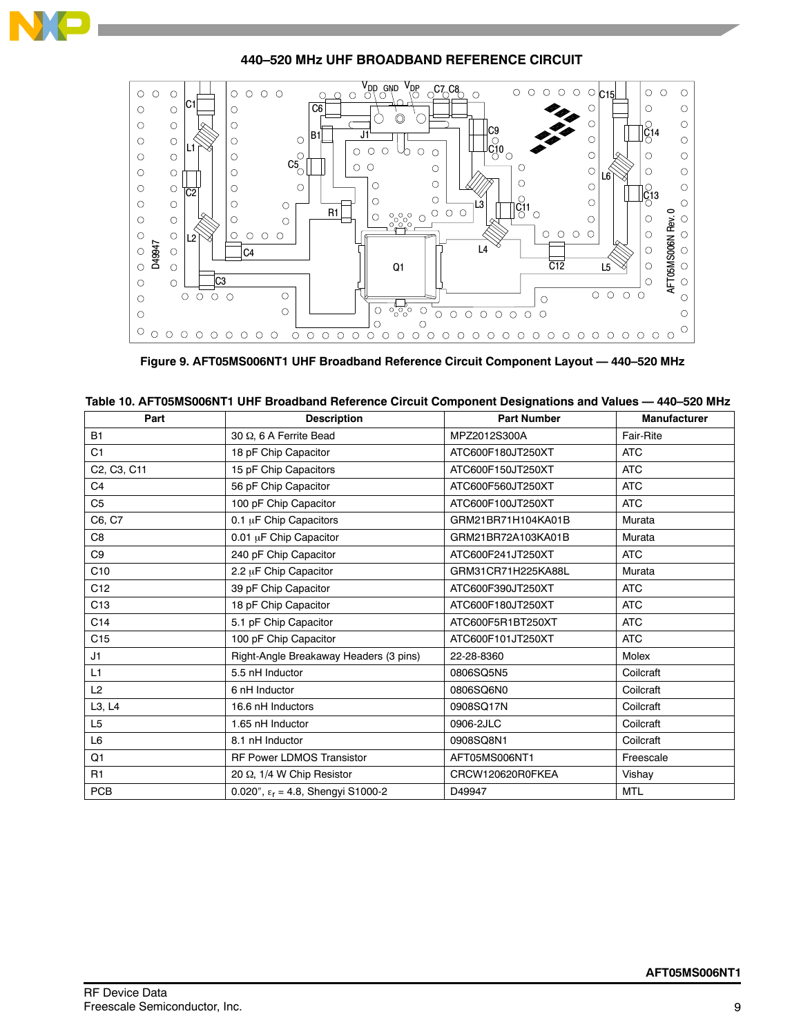## 440–520 MHz UHF BROADBAND REFERENCE CIRCUIT

Figure 9. AFT05MS006NT1 UHF Broadband Reference Circuit Component Layout — 440–520 MHz

**Table 10. AFT05MS006NT1 UHF Broadband Reference Circuit Component Designations and Values — 440–520 MHz**

| Part | Description | Part Number | Manufacturer |
|---|---|---|---|
| B1 | 30 Ω, 6 A Ferrite Bead | MPZ2012S300A | Fair-Rite |
| C1 | 18 pF Chip Capacitor | ATC600F180JT250XT | ATC |
| C2, C3, C11 | 15 pF Chip Capacitors | ATC600F150JT250XT | ATC |
| C4 | 56 pF Chip Capacitor | ATC600F560JT250XT | ATC |
| C5 | 100 pF Chip Capacitor | ATC600F100JT250XT | ATC |
| C6, C7 | 0.1 μF Chip Capacitors | GRM21BR71H104KA01B | Murata |
| C8 | 0.01 μF Chip Capacitor | GRM21BR72A103KA01B | Murata |
| C9 | 240 pF Chip Capacitor | ATC600F241JT250XT | ATC |
| C10 | 2.2 μF Chip Capacitor | GRM31CR71H225KA88L | Murata |
| C12 | 39 pF Chip Capacitor | ATC600F390JT250XT | ATC |
| C13 | 18 pF Chip Capacitor | ATC600F180JT250XT | ATC |
| C14 | 5.1 pF Chip Capacitor | ATC600F5R1BT250XT | ATC |
| C15 | 100 pF Chip Capacitor | ATC600F101JT250XT | ATC |
| J1 | Right-Angle Breakaway Headers (3 pins) | 22-28-8360 | Molex |
| L1 | 5.5 nH Inductor | 0806SQ5N5 | Coilcraft |
| L2 | 6 nH Inductor | 0806SQ6N0 | Coilcraft |
| L3, L4 | 16.6 nH Inductors | 0908SQ17N | Coilcraft |
| L5 | 1.65 nH Inductor | 0906-2JLC | Coilcraft |
| L6 | 8.1 nH Inductor | 0908SQ8N1 | Coilcraft |
| Q1 | RF Power LDMOS Transistor | AFT05MS006NT1 | Freescale |
| R1 | 20 Ω, 1/4 W Chip Resistor | CRCW120620R0FKEA | Vishay |
| PCB | 0.020″, $\varepsilon_r$ = 4.8, Shengyi S1000-2 | D49947 | MTL |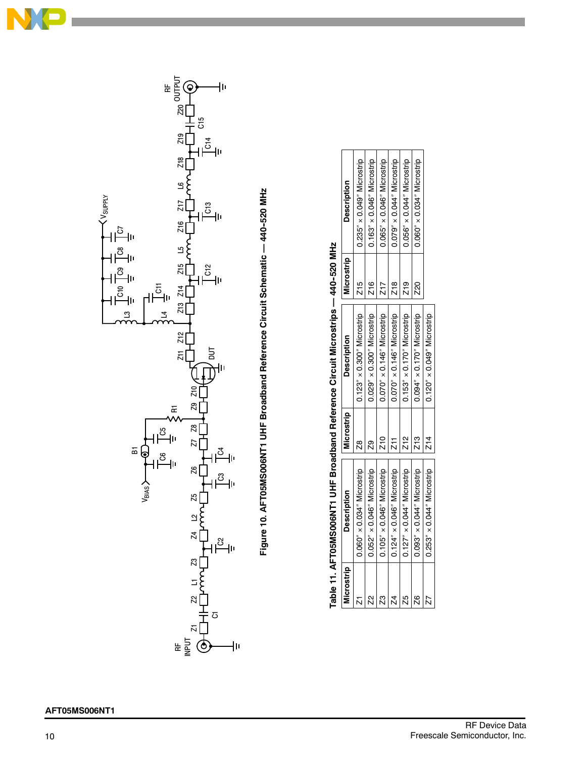Figure 10. AFT05MS006NT1 UHF Broadband Reference Circuit Schematic — 440-520 MHz

**Table 11. AFT05MS006NT1 UHF Broadband Reference Circuit Microstrips — 440-520 MHz**

| Microstrip | Description | Microstrip | Description | Microstrip | Description |
|---|---|---|---|---|---|
| Z1 | 0.060″ × 0.034″ Microstrip | Z8 | 0.123″ × 0.300″ Microstrip | Z15 | 0.235″ × 0.049″ Microstrip |
| Z2 | 0.052″ × 0.046″ Microstrip | Z9 | 0.029″ × 0.300″ Microstrip | Z16 | 0.163″ × 0.046″ Microstrip |
| Z3 | 0.105″ × 0.046″ Microstrip | Z10 | 0.070″ × 0.146″ Microstrip | Z17 | 0.065″ × 0.046″ Microstrip |
| Z4 | 0.124″ × 0.046″ Microstrip | Z11 | 0.070″ × 0.146″ Microstrip | Z18 | 0.079″ × 0.044″ Microstrip |
| Z5 | 0.127″ × 0.044″ Microstrip | Z12 | 0.153″ × 0.170″ Microstrip | Z19 | 0.056″ × 0.044″ Microstrip |
| Z6 | 0.093″ × 0.044″ Microstrip | Z13 | 0.094″ × 0.170″ Microstrip | Z20 | 0.060″ × 0.034″ Microstrip |
| Z7 | 0.253″ × 0.044″ Microstrip | Z14 | 0.120″ × 0.049″ Microstrip | | |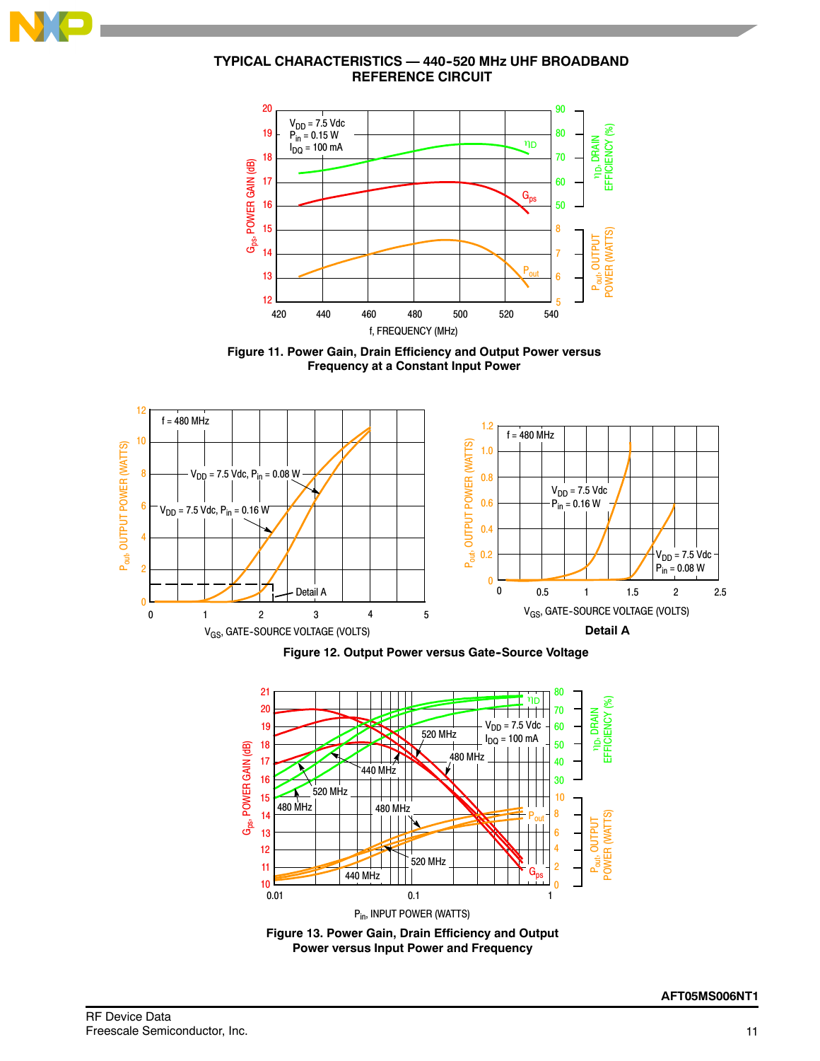## TYPICAL CHARACTERISTICS — 440-520 MHz UHF BROADBAND REFERENCE CIRCUIT

**Figure 11. Power Gain, Drain Efficiency and Output Power versus Frequency at a Constant Input Power**

**Figure 12. Output Power versus Gate-Source Voltage**

**Figure 13. Power Gain, Drain Efficiency and Output Power versus Input Power and Frequency**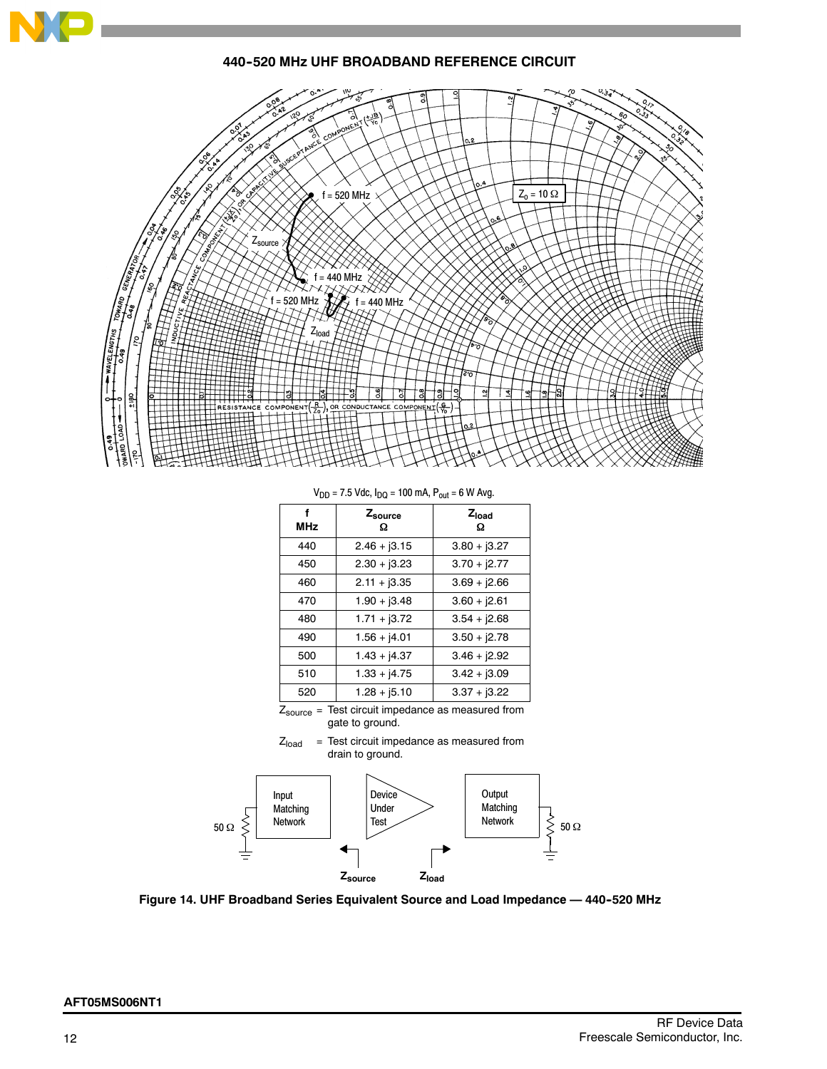## 440–520 MHz UHF BROADBAND REFERENCE CIRCUIT

$V_{DD}$ = 7.5 Vdc, $I_{DQ}$ = 100 mA, $P_{out}$ = 6 W Avg.

| f MHz | $Z_{source}$ Ω | $Z_{load}$ Ω |
|---|---|---|
| 440 | 2.46 + j3.15 | 3.80 + j3.27 |
| 450 | 2.30 + j3.23 | 3.70 + j2.77 |
| 460 | 2.11 + j3.35 | 3.69 + j2.66 |
| 470 | 1.90 + j3.48 | 3.60 + j2.61 |
| 480 | 1.71 + j3.72 | 3.54 + j2.68 |
| 490 | 1.56 + j4.01 | 3.50 + j2.78 |
| 500 | 1.43 + j4.37 | 3.46 + j2.92 |
| 510 | 1.33 + j4.75 | 3.42 + j3.09 |
| 520 | 1.28 + j5.10 | 3.37 + j3.22 |

$Z_{source}$ = Test circuit impedance as measured from gate to ground.

$Z_{load}$ = Test circuit impedance as measured from drain to ground.

**Figure 14. UHF Broadband Series Equivalent Source and Load Impedance — 440–520 MHz**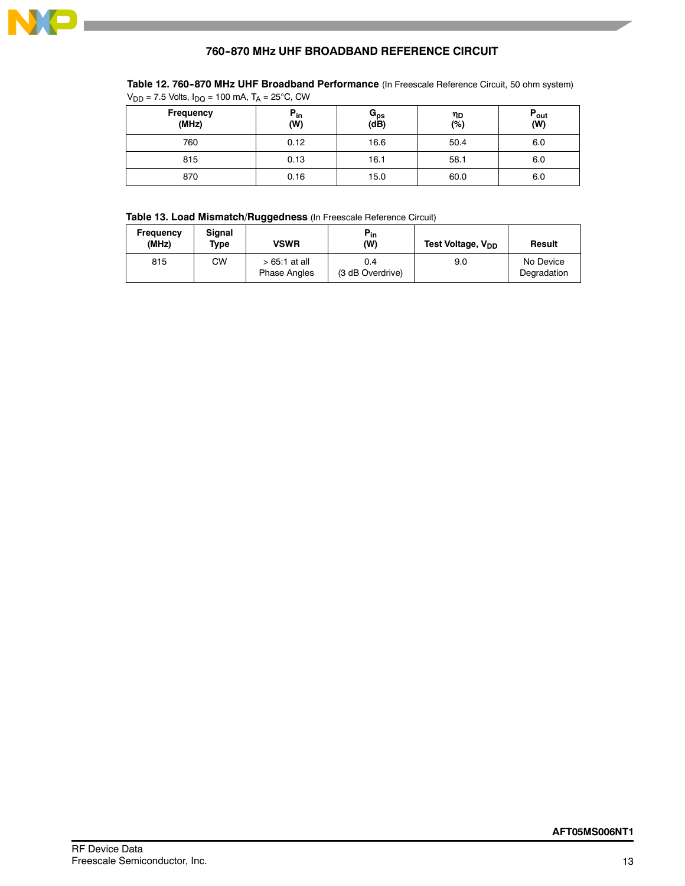## 760-870 MHz UHF BROADBAND REFERENCE CIRCUIT

**Table 12. 760-870 MHz UHF Broadband Performance** (In Freescale Reference Circuit, 50 ohm system)
$V_{DD}$ = 7.5 Volts, $I_{DQ}$ = 100 mA, $T_A$ = 25°C, CW

| Frequency (MHz) | $P_{in}$ (W) | $G_{ps}$ (dB) | $\eta_D$ (%) | $P_{out}$ (W) |
|---|---|---|---|---|
| 760 | 0.12 | 16.6 | 50.4 | 6.0 |
| 815 | 0.13 | 16.1 | 58.1 | 6.0 |
| 870 | 0.16 | 15.0 | 60.0 | 6.0 |

**Table 13. Load Mismatch/Ruggedness** (In Freescale Reference Circuit)

| Frequency (MHz) | Signal Type | VSWR | $P_{in}$ (W) | Test Voltage, $V_{DD}$ | Result |
|---|---|---|---|---|---|
| 815 | CW | > 65:1 at all Phase Angles | 0.4 (3 dB Overdrive) | 9.0 | No Device Degradation |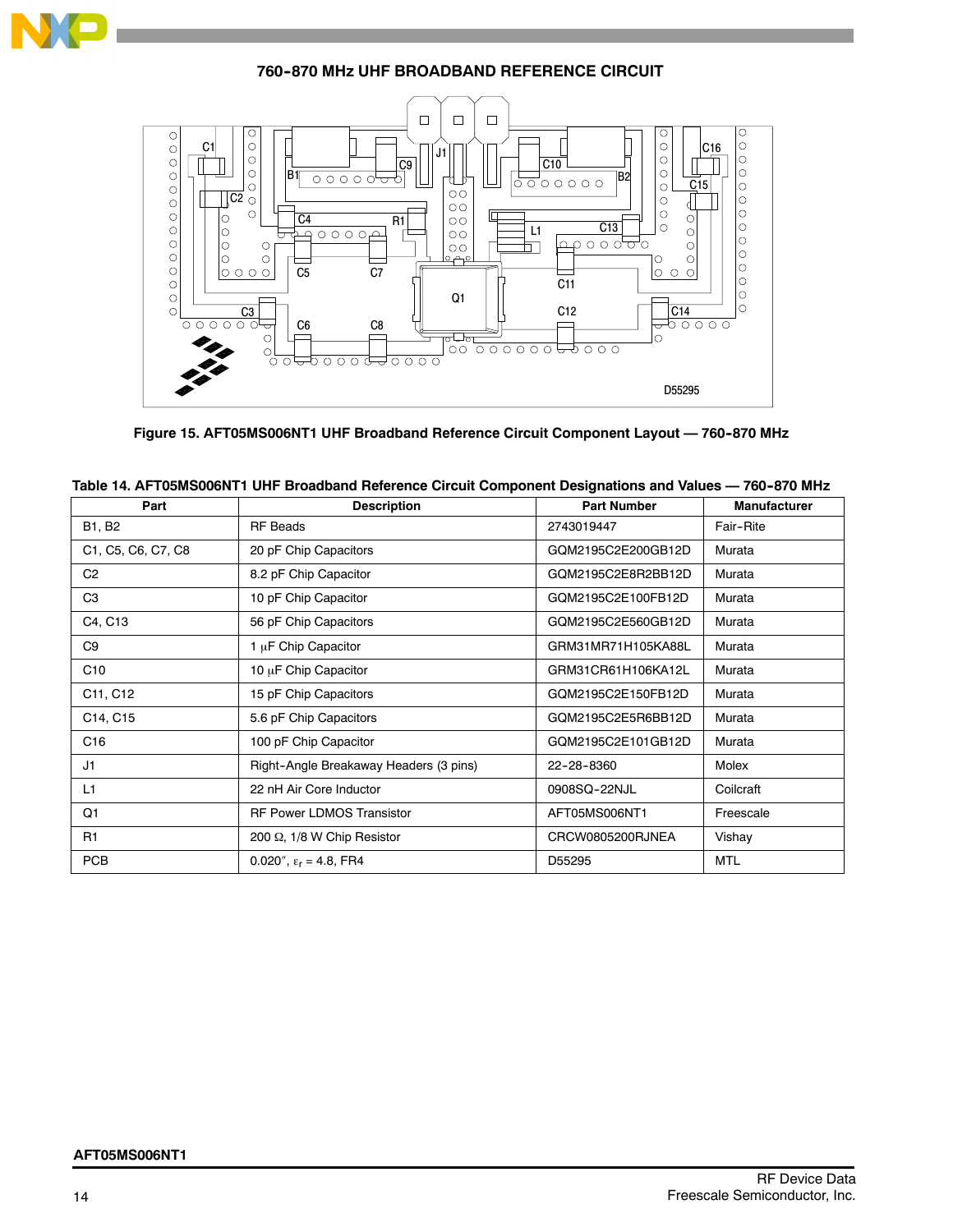## 760-870 MHz UHF BROADBAND REFERENCE CIRCUIT

Figure 15. AFT05MS006NT1 UHF Broadband Reference Circuit Component Layout — 760-870 MHz

Table 14. AFT05MS006NT1 UHF Broadband Reference Circuit Component Designations and Values — 760-870 MHz

| Part | Description | Part Number | Manufacturer |
|---|---|---|---|
| B1, B2 | RF Beads | 2743019447 | Fair-Rite |
| C1, C5, C6, C7, C8 | 20 pF Chip Capacitors | GQM2195C2E200GB12D | Murata |
| C2 | 8.2 pF Chip Capacitor | GQM2195C2E8R2BB12D | Murata |
| C3 | 10 pF Chip Capacitor | GQM2195C2E100FB12D | Murata |
| C4, C13 | 56 pF Chip Capacitors | GQM2195C2E560GB12D | Murata |
| C9 | 1 μF Chip Capacitor | GRM31MR71H105KA88L | Murata |
| C10 | 10 μF Chip Capacitor | GRM31CR61H106KA12L | Murata |
| C11, C12 | 15 pF Chip Capacitors | GQM2195C2E150FB12D | Murata |
| C14, C15 | 5.6 pF Chip Capacitors | GQM2195C2E5R6BB12D | Murata |
| C16 | 100 pF Chip Capacitor | GQM2195C2E101GB12D | Murata |
| J1 | Right-Angle Breakaway Headers (3 pins) | 22-28-8360 | Molex |
| L1 | 22 nH Air Core Inductor | 0908SQ-22NJL | Coilcraft |
| Q1 | RF Power LDMOS Transistor | AFT05MS006NT1 | Freescale |
| R1 | 200 Ω, 1/8 W Chip Resistor | CRCW0805200RJNEA | Vishay |
| PCB | 0.020″, $\varepsilon_r$ = 4.8, FR4 | D55295 | MTL |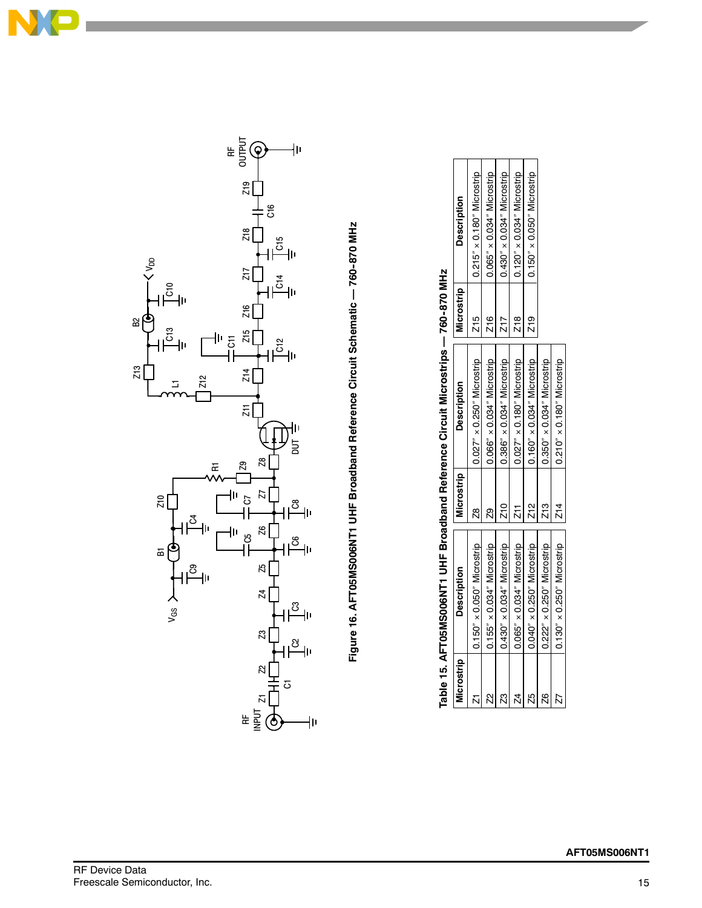Figure 16. AFT05MS006NT1 UHF Broadband Reference Circuit Schematic — 760-870 MHz

Table 15. AFT05MS006NT1 UHF Broadband Reference Circuit Microstrips — 760-870 MHz

| Microstrip | Description | Microstrip | Description | Microstrip | Description |
|---|---|---|---|---|---|
| Z1 | 0.150″ × 0.050″ Microstrip | Z8 | 0.027″ × 0.250″ Microstrip | Z15 | 0.215″ × 0.180″ Microstrip |
| Z2 | 0.155″ × 0.034″ Microstrip | Z9 | 0.066″ × 0.034″ Microstrip | Z16 | 0.065″ × 0.034″ Microstrip |
| Z3 | 0.430″ × 0.034″ Microstrip | Z10 | 0.386″ × 0.034″ Microstrip | Z17 | 0.430″ × 0.034″ Microstrip |
| Z4 | 0.065″ × 0.034″ Microstrip | Z11 | 0.027″ × 0.180″ Microstrip | Z18 | 0.120″ × 0.034″ Microstrip |
| Z5 | 0.040″ × 0.250″ Microstrip | Z12 | 0.160″ × 0.034″ Microstrip | Z19 | 0.150″ × 0.050″ Microstrip |
| Z6 | 0.222″ × 0.250″ Microstrip | Z13 | 0.350″ × 0.034″ Microstrip | | |
| Z7 | 0.130″ × 0.250″ Microstrip | Z14 | 0.210″ × 0.180″ Microstrip | | |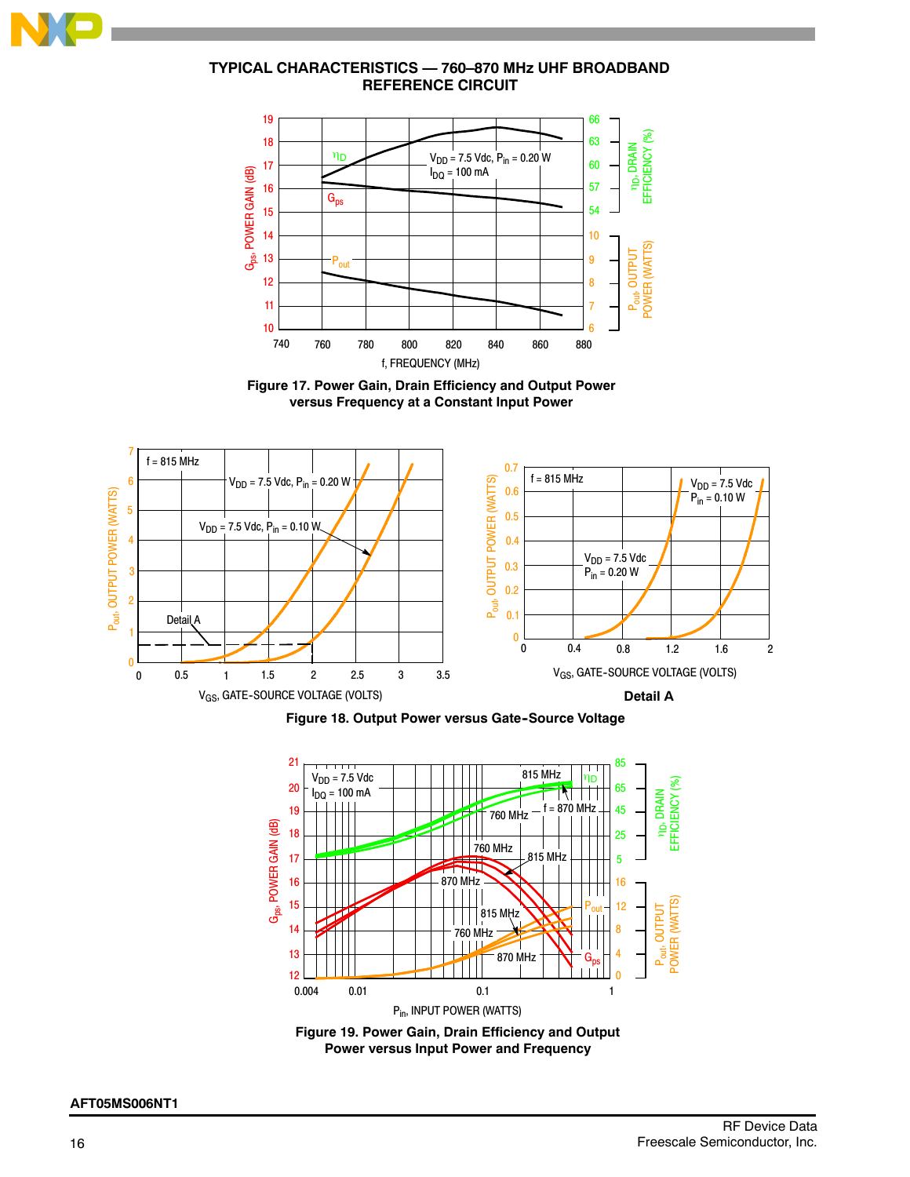## TYPICAL CHARACTERISTICS — 760–870 MHz UHF BROADBAND REFERENCE CIRCUIT

**Figure 17. Power Gain, Drain Efficiency and Output Power versus Frequency at a Constant Input Power**

**Figure 18. Output Power versus Gate-Source Voltage**

**Figure 19. Power Gain, Drain Efficiency and Output Power versus Input Power and Frequency**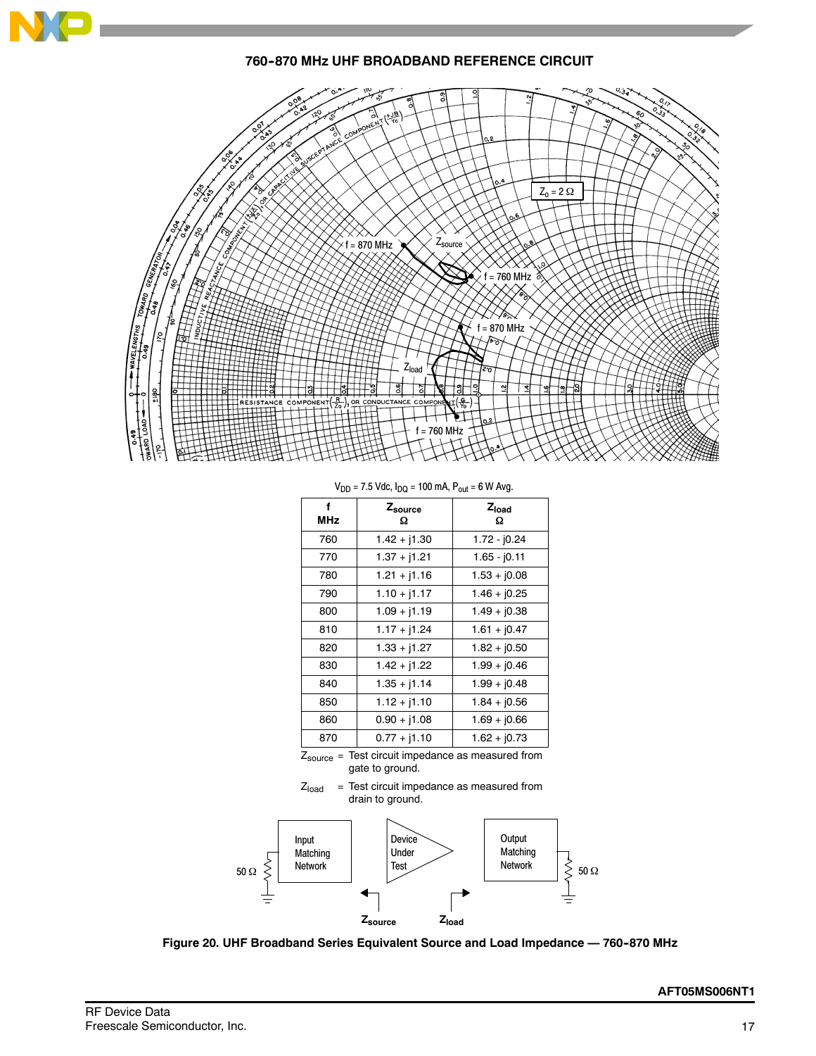## 760-870 MHz UHF BROADBAND REFERENCE CIRCUIT

$V_{DD}$ = 7.5 Vdc, $I_{DQ}$ = 100 mA, $P_{out}$ = 6 W Avg.

| f MHz | $Z_{source}$ Ω | $Z_{load}$ Ω |
|---|---|---|
| 760 | 1.42 + j1.30 | 1.72 - j0.24 |
| 770 | 1.37 + j1.21 | 1.65 - j0.11 |
| 780 | 1.21 + j1.16 | 1.53 + j0.08 |
| 790 | 1.10 + j1.17 | 1.46 + j0.25 |
| 800 | 1.09 + j1.19 | 1.49 + j0.38 |
| 810 | 1.17 + j1.24 | 1.61 + j0.47 |
| 820 | 1.33 + j1.27 | 1.82 + j0.50 |
| 830 | 1.42 + j1.22 | 1.99 + j0.46 |
| 840 | 1.35 + j1.14 | 1.99 + j0.48 |
| 850 | 1.12 + j1.10 | 1.84 + j0.56 |
| 860 | 0.90 + j1.08 | 1.69 + j0.66 |
| 870 | 0.77 + j1.10 | 1.62 + j0.73 |

$Z_{source}$ = Test circuit impedance as measured from gate to ground.

$Z_{load}$ = Test circuit impedance as measured from drain to ground.

**Figure 20. UHF Broadband Series Equivalent Source and Load Impedance — 760-870 MHz**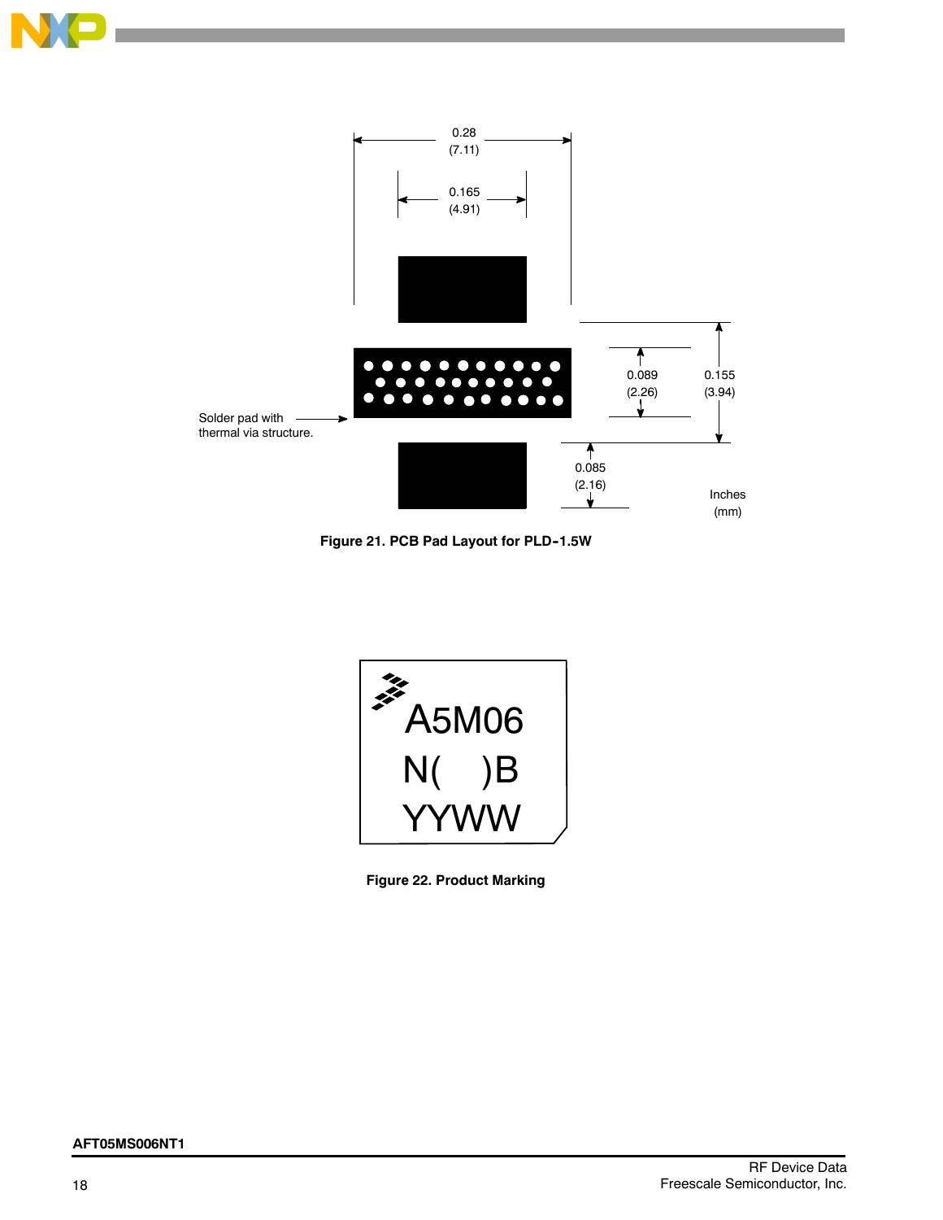0.28
(7.11)

0.165
(4.91)

0.089
(2.26)

0.155
(3.94)

Solder pad with thermal via structure.

0.085
(2.16)

Inches
(mm)

**Figure 21. PCB Pad Layout for PLD-1.5W**

A5M06
N(    )B
YYWW

**Figure 22. Product Marking**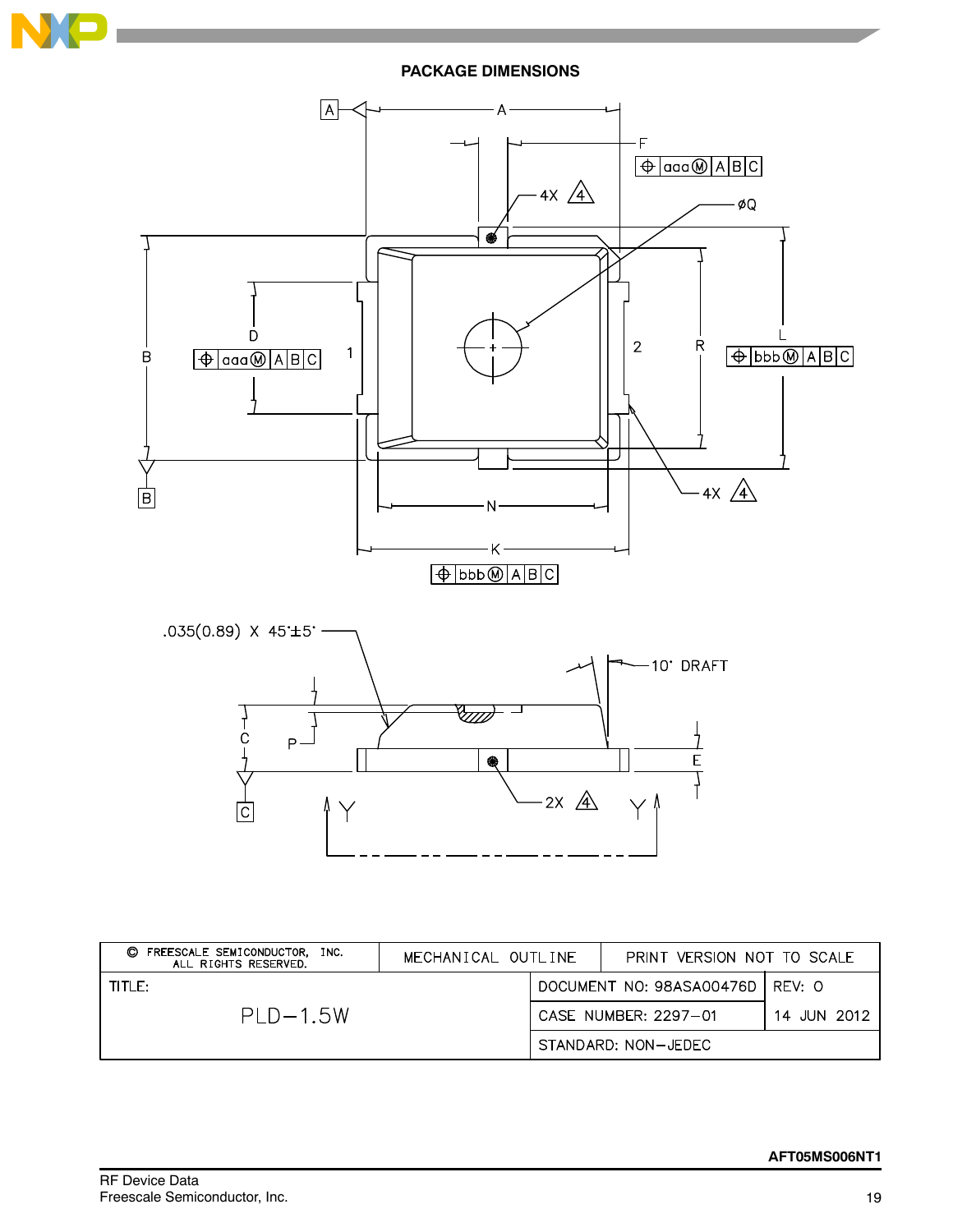## PACKAGE DIMENSIONS

| © FREESCALE SEMICONDUCTOR, INC. ALL RIGHTS RESERVED. | MECHANICAL OUTLINE | PRINT VERSION NOT TO SCALE | |
|---|---|---|---|
| TITLE: PLD–1.5W | | DOCUMENT NO: 98ASA00476D | REV: 0 |
| | | CASE NUMBER: 2297–01 | 14 JUN 2012 |
| | | STANDARD: NON–JEDEC | |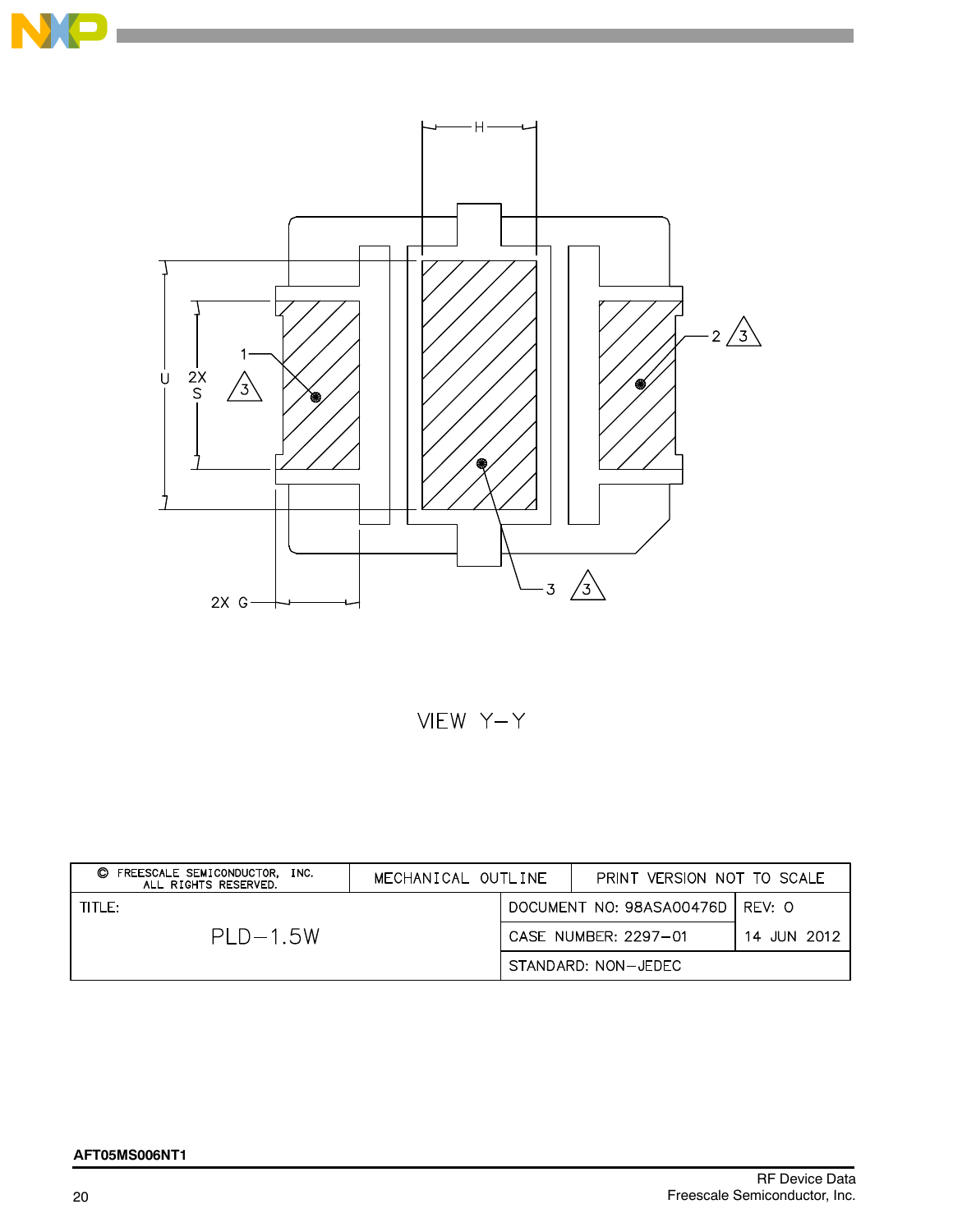VIEW Y–Y

| © FREESCALE SEMICONDUCTOR, INC. ALL RIGHTS RESERVED. | MECHANICAL OUTLINE | PRINT VERSION NOT TO SCALE | |
|---|---|---|---|
| TITLE: PLD–1.5W | | DOCUMENT NO: 98ASA00476D | REV: O |
| | | CASE NUMBER: 2297–01 | 14 JUN 2012 |
| | | STANDARD: NON–JEDEC | |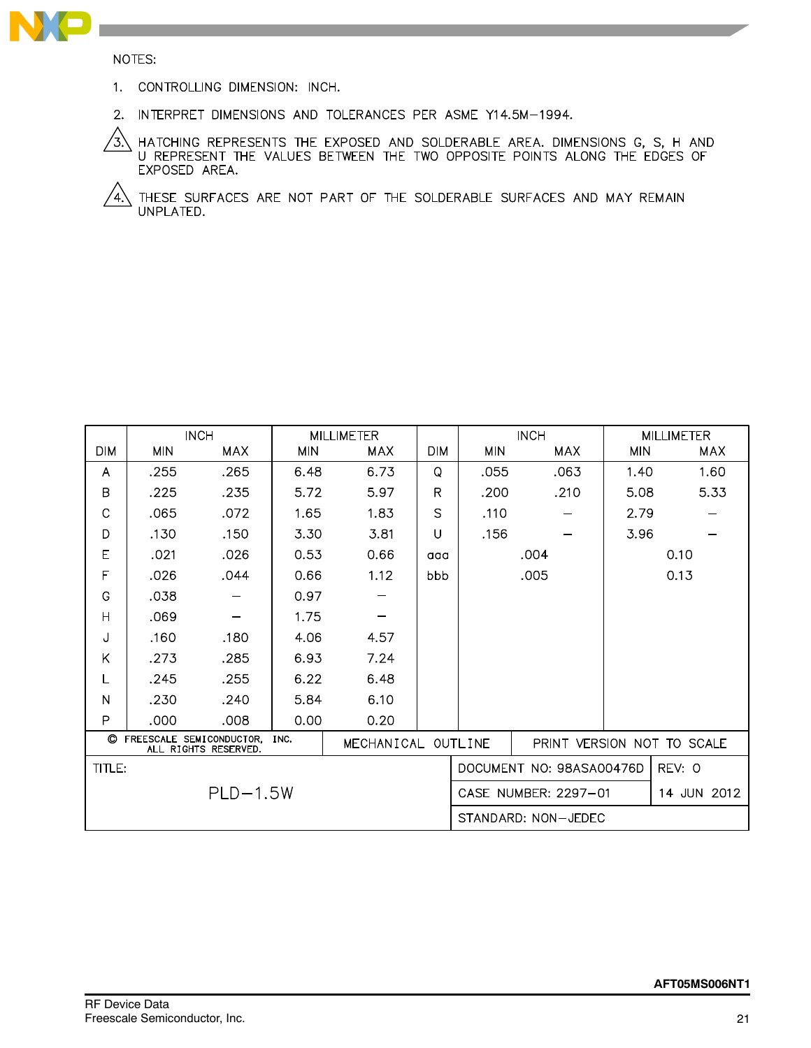NOTES:

1. CONTROLLING DIMENSION: INCH.
2. INTERPRET DIMENSIONS AND TOLERANCES PER ASME Y14.5M−1994.
3. HATCHING REPRESENTS THE EXPOSED AND SOLDERABLE AREA. DIMENSIONS G, S, H AND U REPRESENT THE VALUES BETWEEN THE TWO OPPOSITE POINTS ALONG THE EDGES OF EXPOSED AREA.
4. THESE SURFACES ARE NOT PART OF THE SOLDERABLE SURFACES AND MAY REMAIN UNPLATED.

| DIM | INCH | | MILLIMETER | | DIM | INCH | | MILLIMETER | |
|---|---|---|---|---|---|---|---|---|---|
| | MIN | MAX | MIN | MAX | | MIN | MAX | MIN | MAX |
| A | .255 | .265 | 6.48 | 6.73 | Q | .055 | .063 | 1.40 | 1.60 |
| B | .225 | .235 | 5.72 | 5.97 | R | .200 | .210 | 5.08 | 5.33 |
| C | .065 | .072 | 1.65 | 1.83 | S | .110 | — | 2.79 | — |
| D | .130 | .150 | 3.30 | 3.81 | U | .156 | — | 3.96 | — |
| E | .021 | .026 | 0.53 | 0.66 | aaa | .004 | | 0.10 | |
| F | .026 | .044 | 0.66 | 1.12 | bbb | .005 | | 0.13 | |
| G | .038 | — | 0.97 | — | | | | | |
| H | .069 | — | 1.75 | — | | | | | |
| J | .160 | .180 | 4.06 | 4.57 | | | | | |
| K | .273 | .285 | 6.93 | 7.24 | | | | | |
| L | .245 | .255 | 6.22 | 6.48 | | | | | |
| N | .230 | .240 | 5.84 | 6.10 | | | | | |
| P | .000 | .008 | 0.00 | 0.20 | | | | | |

| © FREESCALE SEMICONDUCTOR, INC. ALL RIGHTS RESERVED. | MECHANICAL OUTLINE | PRINT VERSION NOT TO SCALE |
|---|---|---|
| TITLE: PLD−1.5W | DOCUMENT NO: 98ASA00476D | REV: 0 |
| | CASE NUMBER: 2297−01 | 14 JUN 2012 |
| | STANDARD: NON−JEDEC | |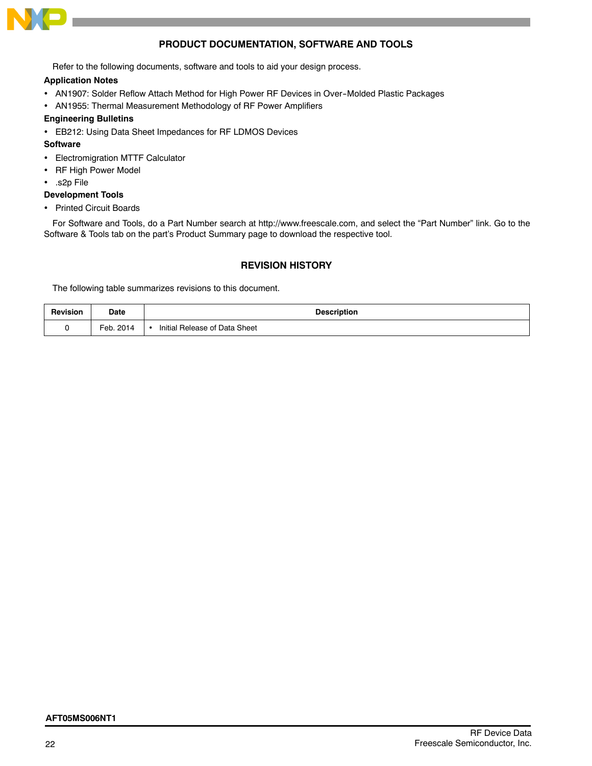## PRODUCT DOCUMENTATION, SOFTWARE AND TOOLS

Refer to the following documents, software and tools to aid your design process.

**Application Notes**

- AN1907: Solder Reflow Attach Method for High Power RF Devices in Over-Molded Plastic Packages
- AN1955: Thermal Measurement Methodology of RF Power Amplifiers

**Engineering Bulletins**

- EB212: Using Data Sheet Impedances for RF LDMOS Devices

**Software**

- Electromigration MTTF Calculator
- RF High Power Model
- .s2p File

**Development Tools**

- Printed Circuit Boards

For Software and Tools, do a Part Number search at http://www.freescale.com, and select the “Part Number” link. Go to the Software & Tools tab on the part’s Product Summary page to download the respective tool.

## REVISION HISTORY

The following table summarizes revisions to this document.

| Revision | Date | Description |
|---|---|---|
| 0 | Feb. 2014 | • Initial Release of Data Sheet |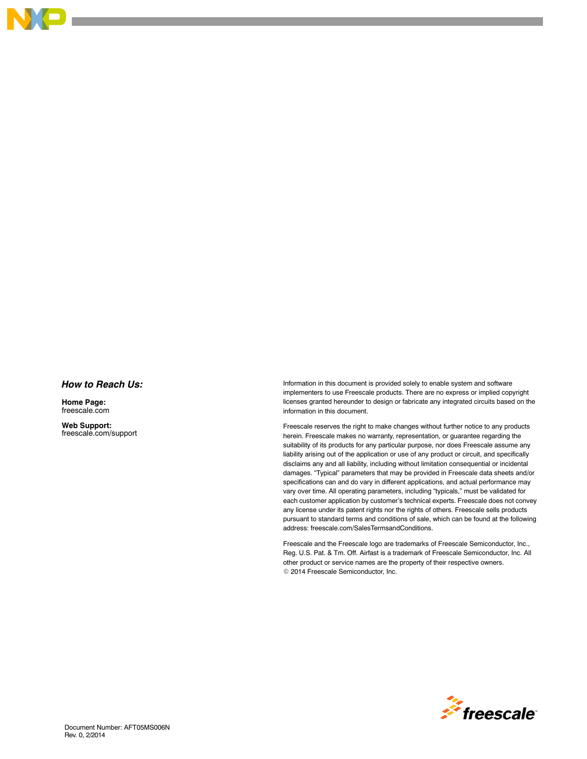***How to Reach Us:***

**Home Page:**
freescale.com

**Web Support:**
freescale.com/support

Information in this document is provided solely to enable system and software implementers to use Freescale products. There are no express or implied copyright licenses granted hereunder to design or fabricate any integrated circuits based on the information in this document.

Freescale reserves the right to make changes without further notice to any products herein. Freescale makes no warranty, representation, or guarantee regarding the suitability of its products for any particular purpose, nor does Freescale assume any liability arising out of the application or use of any product or circuit, and specifically disclaims any and all liability, including without limitation consequential or incidental damages. “Typical” parameters that may be provided in Freescale data sheets and/or specifications can and do vary in different applications, and actual performance may vary over time. All operating parameters, including “typicals,” must be validated for each customer application by customer’s technical experts. Freescale does not convey any license under its patent rights nor the rights of others. Freescale sells products pursuant to standard terms and conditions of sale, which can be found at the following address: freescale.com/SalesTermsandConditions.

Freescale and the Freescale logo are trademarks of Freescale Semiconductor, Inc., Reg. U.S. Pat. & Tm. Off. Airfast is a trademark of Freescale Semiconductor, Inc. All other product or service names are the property of their respective owners.
© 2014 Freescale Semiconductor, Inc.

Document Number: AFT05MS006N
Rev. 0, 2/2014